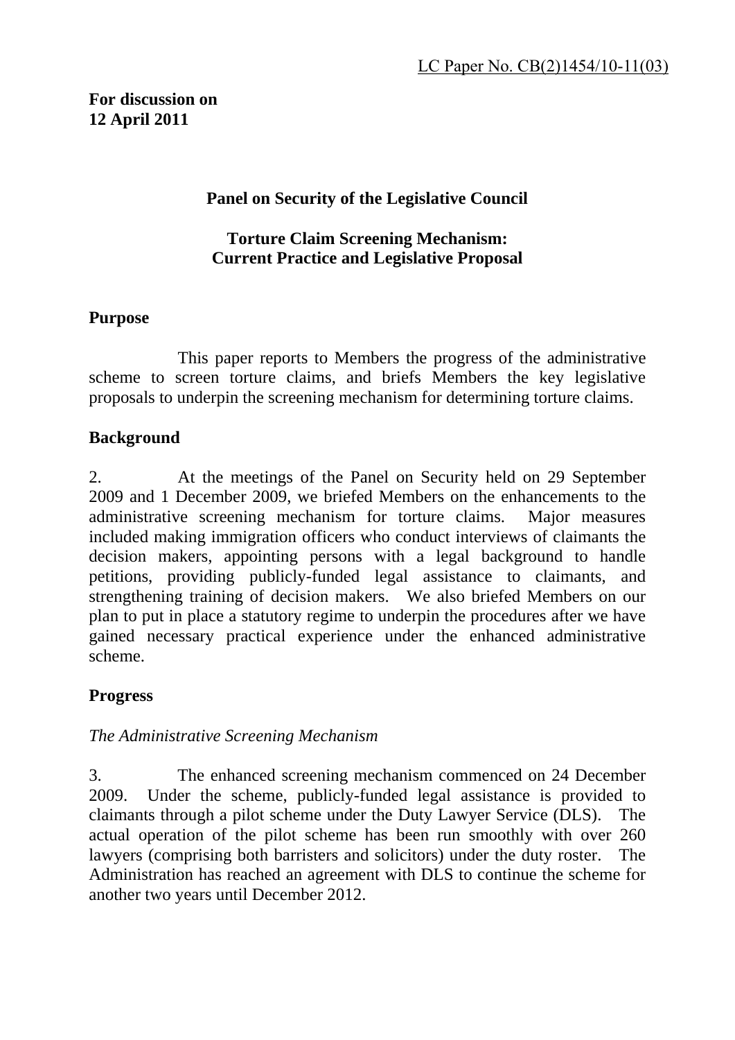LC Paper No. CB(2)1454/10-11(03)

**For discussion on**
**12 April 2011**

**Panel on Security of the Legislative Council**

**Torture Claim Screening Mechanism:**
**Current Practice and Legislative Proposal**

**Purpose**

This paper reports to Members the progress of the administrative scheme to screen torture claims, and briefs Members the key legislative proposals to underpin the screening mechanism for determining torture claims.

**Background**

2. At the meetings of the Panel on Security held on 29 September 2009 and 1 December 2009, we briefed Members on the enhancements to the administrative screening mechanism for torture claims. Major measures included making immigration officers who conduct interviews of claimants the decision makers, appointing persons with a legal background to handle petitions, providing publicly-funded legal assistance to claimants, and strengthening training of decision makers. We also briefed Members on our plan to put in place a statutory regime to underpin the procedures after we have gained necessary practical experience under the enhanced administrative scheme.

**Progress**

*The Administrative Screening Mechanism*

3. The enhanced screening mechanism commenced on 24 December 2009. Under the scheme, publicly-funded legal assistance is provided to claimants through a pilot scheme under the Duty Lawyer Service (DLS). The actual operation of the pilot scheme has been run smoothly with over 260 lawyers (comprising both barristers and solicitors) under the duty roster. The Administration has reached an agreement with DLS to continue the scheme for another two years until December 2012.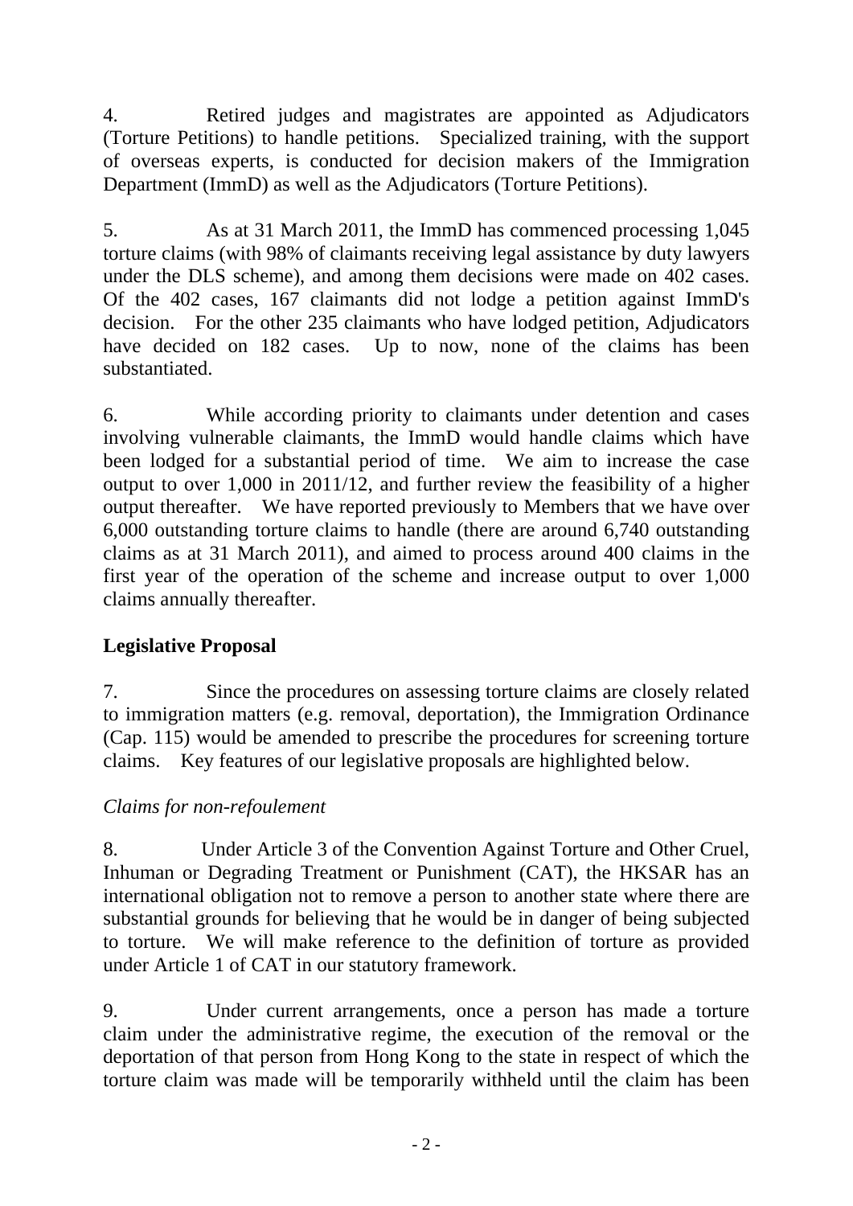4. Retired judges and magistrates are appointed as Adjudicators (Torture Petitions) to handle petitions. Specialized training, with the support of overseas experts, is conducted for decision makers of the Immigration Department (ImmD) as well as the Adjudicators (Torture Petitions).

5. As at 31 March 2011, the ImmD has commenced processing 1,045 torture claims (with 98% of claimants receiving legal assistance by duty lawyers under the DLS scheme), and among them decisions were made on 402 cases. Of the 402 cases, 167 claimants did not lodge a petition against ImmD's decision. For the other 235 claimants who have lodged petition, Adjudicators have decided on 182 cases. Up to now, none of the claims has been substantiated.

6. While according priority to claimants under detention and cases involving vulnerable claimants, the ImmD would handle claims which have been lodged for a substantial period of time. We aim to increase the case output to over 1,000 in 2011/12, and further review the feasibility of a higher output thereafter. We have reported previously to Members that we have over 6,000 outstanding torture claims to handle (there are around 6,740 outstanding claims as at 31 March 2011), and aimed to process around 400 claims in the first year of the operation of the scheme and increase output to over 1,000 claims annually thereafter.

**Legislative Proposal**

7. Since the procedures on assessing torture claims are closely related to immigration matters (e.g. removal, deportation), the Immigration Ordinance (Cap. 115) would be amended to prescribe the procedures for screening torture claims. Key features of our legislative proposals are highlighted below.

*Claims for non-refoulement*

8. Under Article 3 of the Convention Against Torture and Other Cruel, Inhuman or Degrading Treatment or Punishment (CAT), the HKSAR has an international obligation not to remove a person to another state where there are substantial grounds for believing that he would be in danger of being subjected to torture. We will make reference to the definition of torture as provided under Article 1 of CAT in our statutory framework.

9. Under current arrangements, once a person has made a torture claim under the administrative regime, the execution of the removal or the deportation of that person from Hong Kong to the state in respect of which the torture claim was made will be temporarily withheld until the claim has been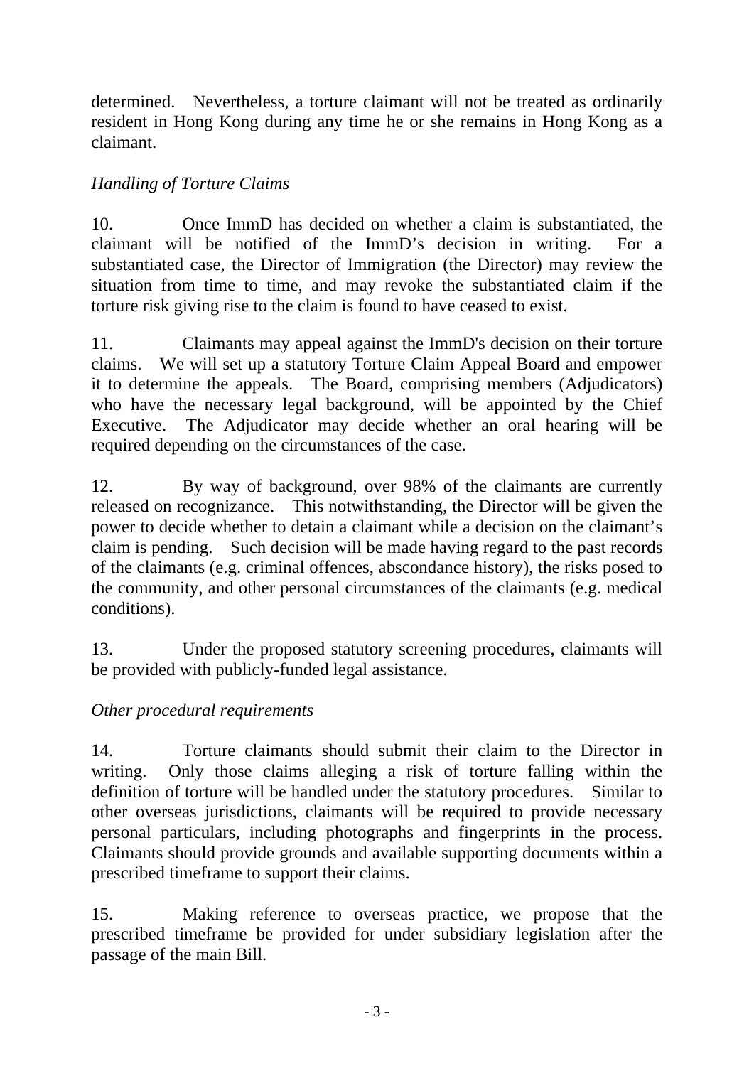determined. Nevertheless, a torture claimant will not be treated as ordinarily resident in Hong Kong during any time he or she remains in Hong Kong as a claimant.

*Handling of Torture Claims*

10. Once ImmD has decided on whether a claim is substantiated, the claimant will be notified of the ImmD's decision in writing. For a substantiated case, the Director of Immigration (the Director) may review the situation from time to time, and may revoke the substantiated claim if the torture risk giving rise to the claim is found to have ceased to exist.

11. Claimants may appeal against the ImmD's decision on their torture claims. We will set up a statutory Torture Claim Appeal Board and empower it to determine the appeals. The Board, comprising members (Adjudicators) who have the necessary legal background, will be appointed by the Chief Executive. The Adjudicator may decide whether an oral hearing will be required depending on the circumstances of the case.

12. By way of background, over 98% of the claimants are currently released on recognizance. This notwithstanding, the Director will be given the power to decide whether to detain a claimant while a decision on the claimant's claim is pending. Such decision will be made having regard to the past records of the claimants (e.g. criminal offences, abscondance history), the risks posed to the community, and other personal circumstances of the claimants (e.g. medical conditions).

13. Under the proposed statutory screening procedures, claimants will be provided with publicly-funded legal assistance.

*Other procedural requirements*

14. Torture claimants should submit their claim to the Director in writing. Only those claims alleging a risk of torture falling within the definition of torture will be handled under the statutory procedures. Similar to other overseas jurisdictions, claimants will be required to provide necessary personal particulars, including photographs and fingerprints in the process. Claimants should provide grounds and available supporting documents within a prescribed timeframe to support their claims.

15. Making reference to overseas practice, we propose that the prescribed timeframe be provided for under subsidiary legislation after the passage of the main Bill.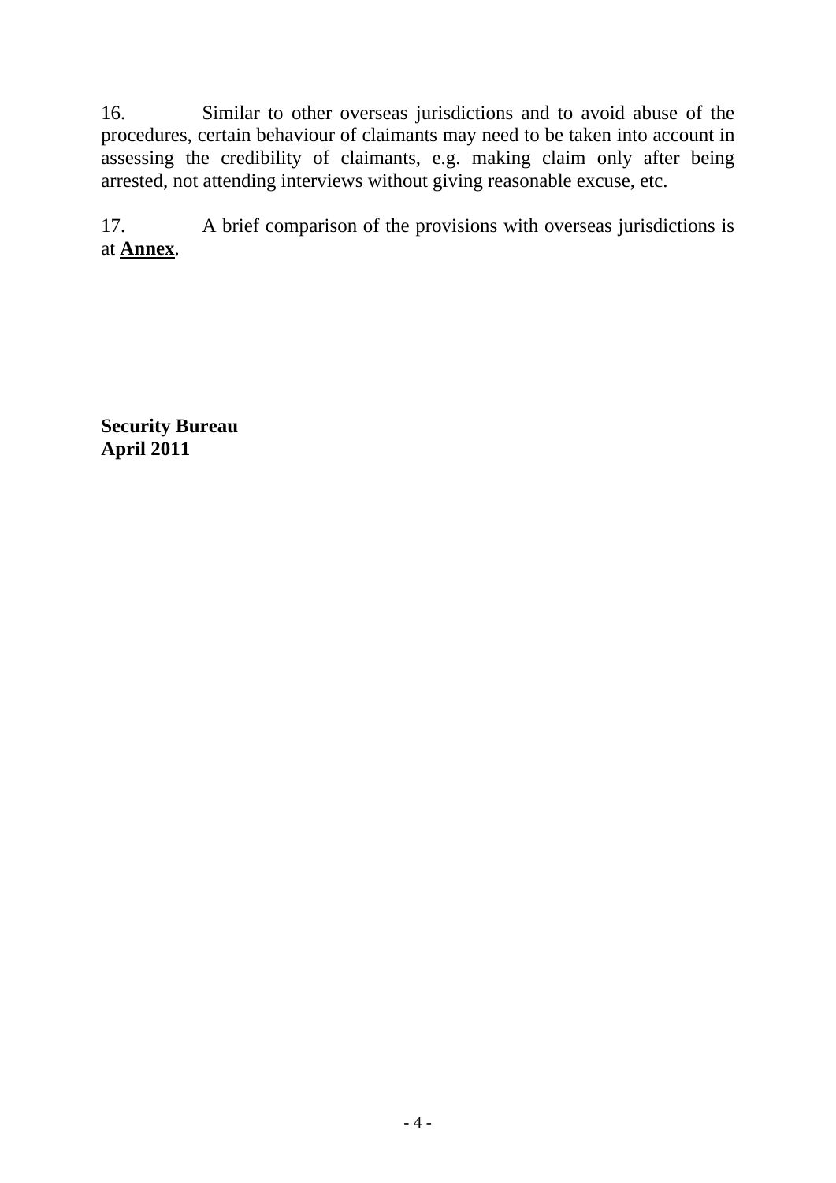16. Similar to other overseas jurisdictions and to avoid abuse of the procedures, certain behaviour of claimants may need to be taken into account in assessing the credibility of claimants, e.g. making claim only after being arrested, not attending interviews without giving reasonable excuse, etc.

17. A brief comparison of the provisions with overseas jurisdictions is at **Annex**.

**Security Bureau**
**April 2011**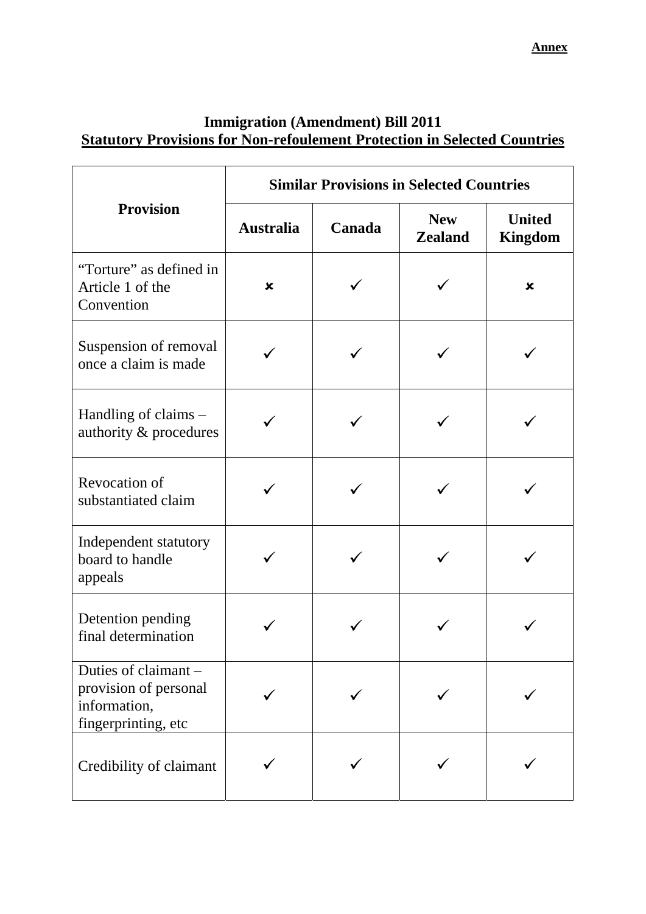**Annex**

# Immigration (Amendment) Bill 2011

## Statutory Provisions for Non-refoulement Protection in Selected Countries

| Provision | Similar Provisions in Selected Countries | | | |
|---|---|---|---|---|
| | Australia | Canada | New Zealand | United Kingdom |
| "Torture" as defined in Article 1 of the Convention | ✗ | ✓ | ✓ | ✗ |
| Suspension of removal once a claim is made | ✓ | ✓ | ✓ | ✓ |
| Handling of claims – authority & procedures | ✓ | ✓ | ✓ | ✓ |
| Revocation of substantiated claim | ✓ | ✓ | ✓ | ✓ |
| Independent statutory board to handle appeals | ✓ | ✓ | ✓ | ✓ |
| Detention pending final determination | ✓ | ✓ | ✓ | ✓ |
| Duties of claimant – provision of personal information, fingerprinting, etc | ✓ | ✓ | ✓ | ✓ |
| Credibility of claimant | ✓ | ✓ | ✓ | ✓ |